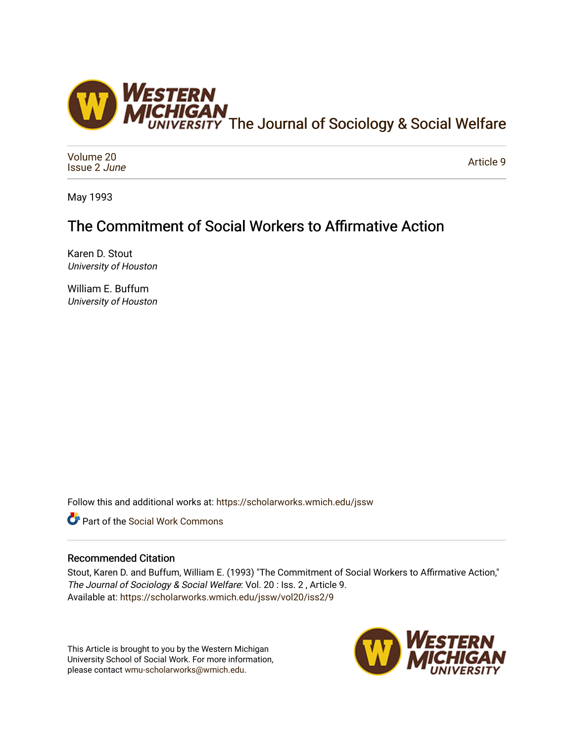The Journal of Sociology & Social Welfare

Volume 20
Issue 2 *June*

Article 9

May 1993

# The Commitment of Social Workers to Affirmative Action

Karen D. Stout
*University of Houston*

William E. Buffum
*University of Houston*

Follow this and additional works at: https://scholarworks.wmich.edu/jssw

Part of the Social Work Commons

## Recommended Citation

Stout, Karen D. and Buffum, William E. (1993) "The Commitment of Social Workers to Affirmative Action," *The Journal of Sociology & Social Welfare*: Vol. 20 : Iss. 2 , Article 9.
Available at: https://scholarworks.wmich.edu/jssw/vol20/iss2/9

This Article is brought to you by the Western Michigan University School of Social Work. For more information, please contact wmu-scholarworks@wmich.edu.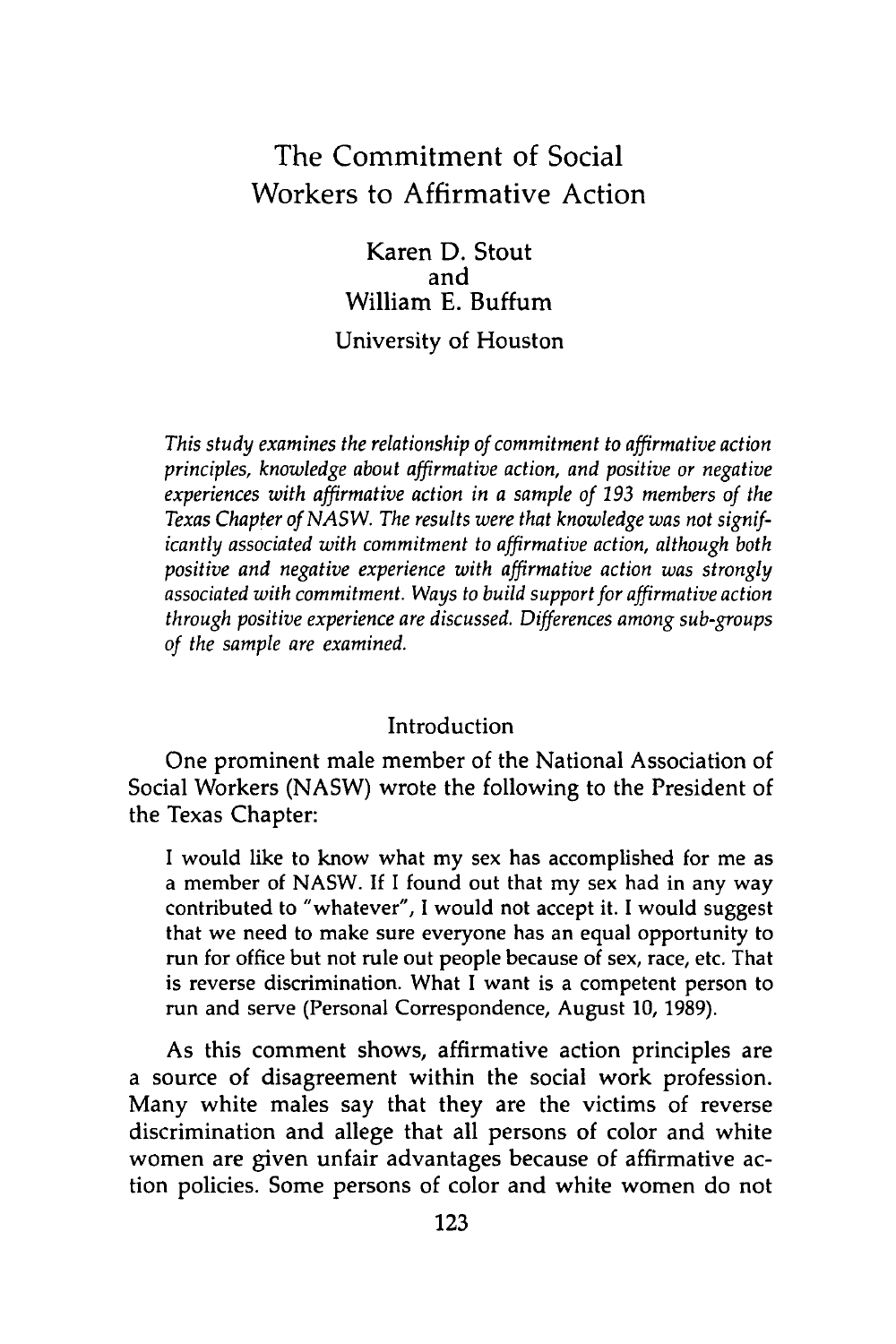# The Commitment of Social Workers to Affirmative Action

Karen D. Stout
and
William E. Buffum

University of Houston

*This study examines the relationship of commitment to affirmative action principles, knowledge about affirmative action, and positive or negative experiences with affirmative action in a sample of 193 members of the Texas Chapter of NASW. The results were that knowledge was not significantly associated with commitment to affirmative action, although both positive and negative experience with affirmative action was strongly associated with commitment. Ways to build support for affirmative action through positive experience are discussed. Differences among sub-groups of the sample are examined.*

## Introduction

One prominent male member of the National Association of Social Workers (NASW) wrote the following to the President of the Texas Chapter:

> I would like to know what my sex has accomplished for me as a member of NASW. If I found out that my sex had in any way contributed to "whatever", I would not accept it. I would suggest that we need to make sure everyone has an equal opportunity to run for office but not rule out people because of sex, race, etc. That is reverse discrimination. What I want is a competent person to run and serve (Personal Correspondence, August 10, 1989).

As this comment shows, affirmative action principles are a source of disagreement within the social work profession. Many white males say that they are the victims of reverse discrimination and allege that all persons of color and white women are given unfair advantages because of affirmative action policies. Some persons of color and white women do not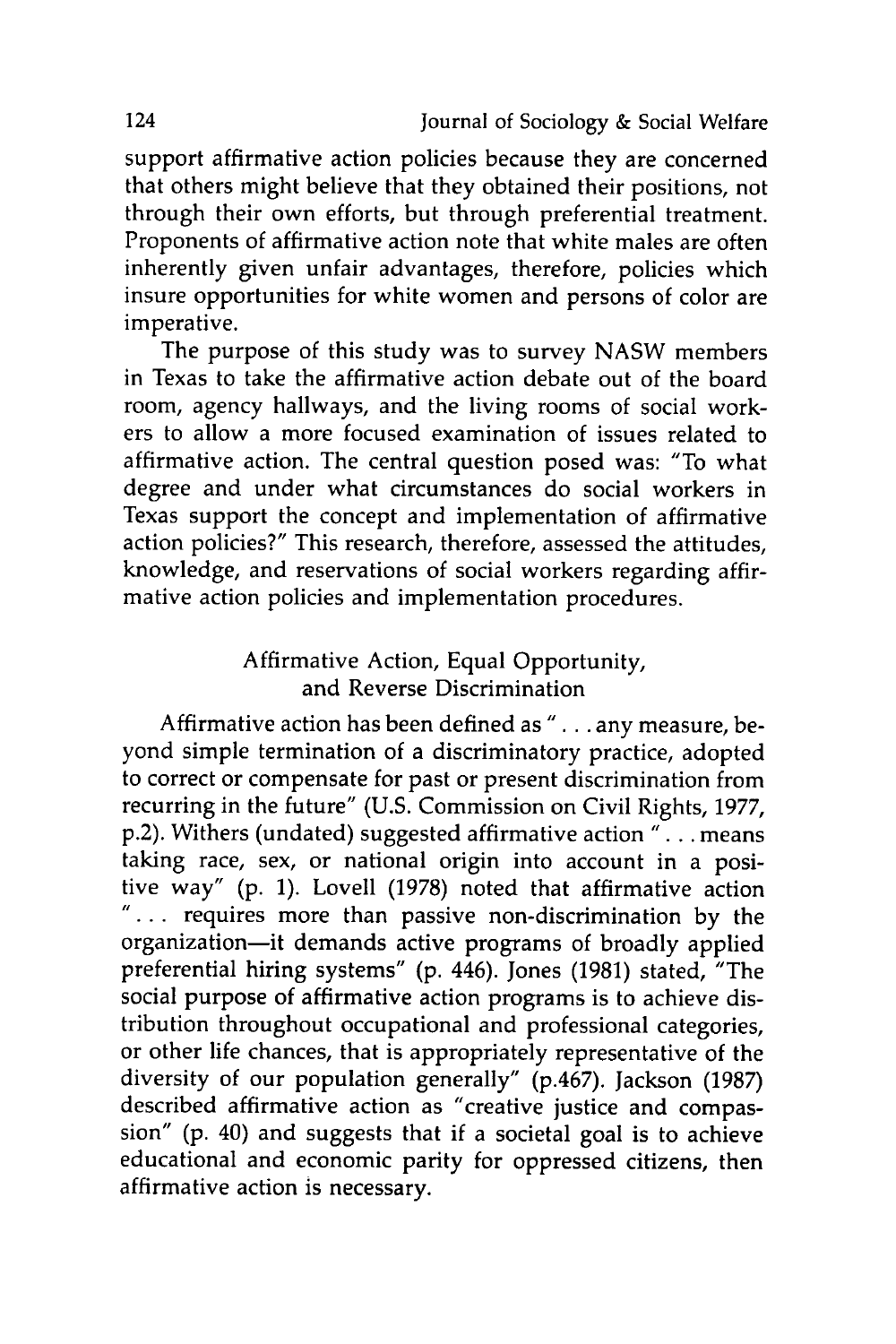support affirmative action policies because they are concerned that others might believe that they obtained their positions, not through their own efforts, but through preferential treatment. Proponents of affirmative action note that white males are often inherently given unfair advantages, therefore, policies which insure opportunities for white women and persons of color are imperative.

The purpose of this study was to survey NASW members in Texas to take the affirmative action debate out of the board room, agency hallways, and the living rooms of social workers to allow a more focused examination of issues related to affirmative action. The central question posed was: "To what degree and under what circumstances do social workers in Texas support the concept and implementation of affirmative action policies?" This research, therefore, assessed the attitudes, knowledge, and reservations of social workers regarding affirmative action policies and implementation procedures.

## Affirmative Action, Equal Opportunity, and Reverse Discrimination

Affirmative action has been defined as ". . . any measure, beyond simple termination of a discriminatory practice, adopted to correct or compensate for past or present discrimination from recurring in the future" (U.S. Commission on Civil Rights, 1977, p.2). Withers (undated) suggested affirmative action ". . . means taking race, sex, or national origin into account in a positive way" (p. 1). Lovell (1978) noted that affirmative action ". . . requires more than passive non-discrimination by the organization—it demands active programs of broadly applied preferential hiring systems" (p. 446). Jones (1981) stated, "The social purpose of affirmative action programs is to achieve distribution throughout occupational and professional categories, or other life chances, that is appropriately representative of the diversity of our population generally" (p.467). Jackson (1987) described affirmative action as "creative justice and compassion" (p. 40) and suggests that if a societal goal is to achieve educational and economic parity for oppressed citizens, then affirmative action is necessary.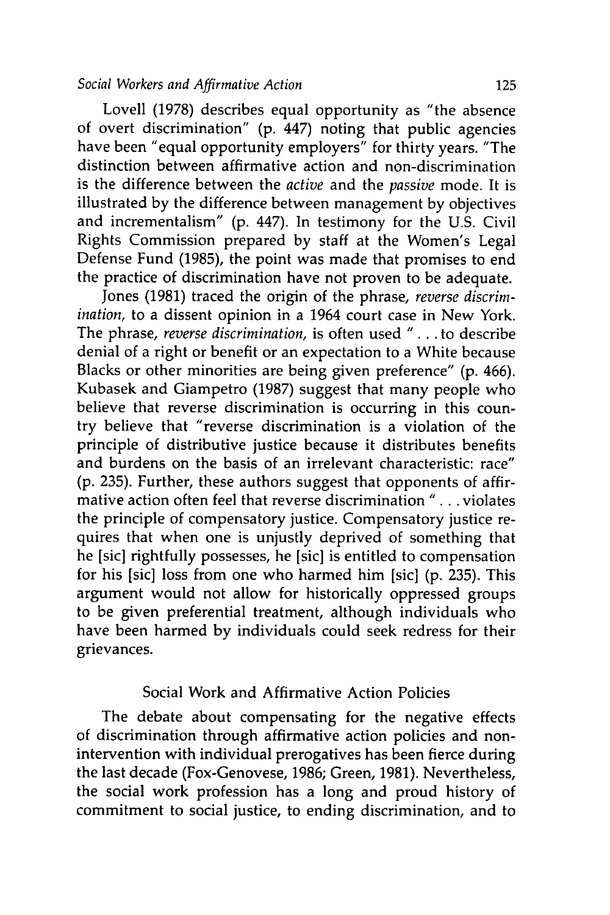Lovell (1978) describes equal opportunity as "the absence of overt discrimination" (p. 447) noting that public agencies have been "equal opportunity employers" for thirty years. "The distinction between affirmative action and non-discrimination is the difference between the *active* and the *passive* mode. It is illustrated by the difference between management by objectives and incrementalism" (p. 447). In testimony for the U.S. Civil Rights Commission prepared by staff at the Women's Legal Defense Fund (1985), the point was made that promises to end the practice of discrimination have not proven to be adequate.

Jones (1981) traced the origin of the phrase, *reverse discrimination,* to a dissent opinion in a 1964 court case in New York. The phrase, *reverse discrimination,* is often used " . . . to describe denial of a right or benefit or an expectation to a White because Blacks or other minorities are being given preference" (p. 466). Kubasek and Giampetro (1987) suggest that many people who believe that reverse discrimination is occurring in this country believe that "reverse discrimination is a violation of the principle of distributive justice because it distributes benefits and burdens on the basis of an irrelevant characteristic: race" (p. 235). Further, these authors suggest that opponents of affirmative action often feel that reverse discrimination " . . . violates the principle of compensatory justice. Compensatory justice requires that when one is unjustly deprived of something that he [sic] rightfully possesses, he [sic] is entitled to compensation for his [sic] loss from one who harmed him [sic] (p. 235). This argument would not allow for historically oppressed groups to be given preferential treatment, although individuals who have been harmed by individuals could seek redress for their grievances.

## Social Work and Affirmative Action Policies

The debate about compensating for the negative effects of discrimination through affirmative action policies and non-intervention with individual prerogatives has been fierce during the last decade (Fox-Genovese, 1986; Green, 1981). Nevertheless, the social work profession has a long and proud history of commitment to social justice, to ending discrimination, and to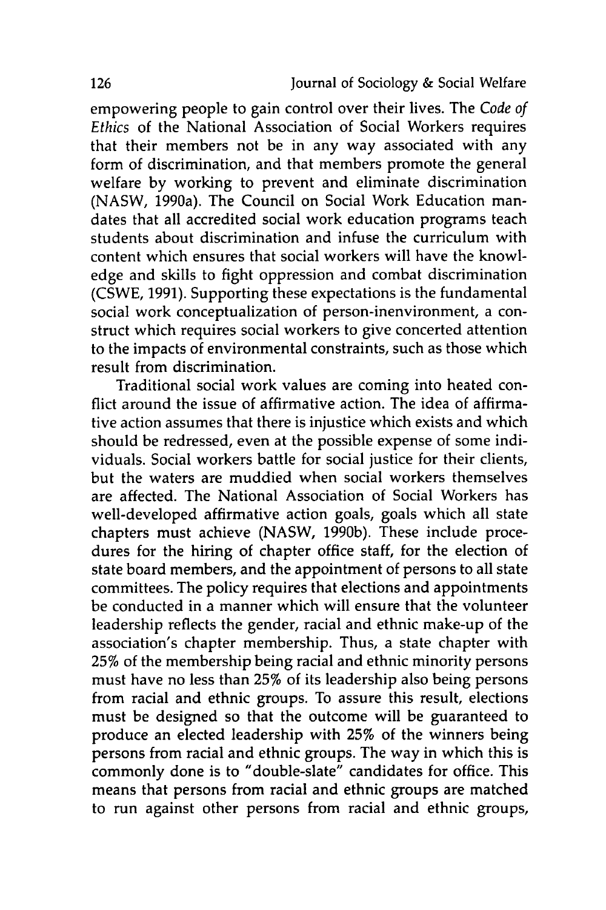empowering people to gain control over their lives. The *Code of Ethics* of the National Association of Social Workers requires that their members not be in any way associated with any form of discrimination, and that members promote the general welfare by working to prevent and eliminate discrimination (NASW, 1990a). The Council on Social Work Education mandates that all accredited social work education programs teach students about discrimination and infuse the curriculum with content which ensures that social workers will have the knowledge and skills to fight oppression and combat discrimination (CSWE, 1991). Supporting these expectations is the fundamental social work conceptualization of person-inenvironment, a construct which requires social workers to give concerted attention to the impacts of environmental constraints, such as those which result from discrimination.

Traditional social work values are coming into heated conflict around the issue of affirmative action. The idea of affirmative action assumes that there is injustice which exists and which should be redressed, even at the possible expense of some individuals. Social workers battle for social justice for their clients, but the waters are muddied when social workers themselves are affected. The National Association of Social Workers has well-developed affirmative action goals, goals which all state chapters must achieve (NASW, 1990b). These include procedures for the hiring of chapter office staff, for the election of state board members, and the appointment of persons to all state committees. The policy requires that elections and appointments be conducted in a manner which will ensure that the volunteer leadership reflects the gender, racial and ethnic make-up of the association's chapter membership. Thus, a state chapter with 25% of the membership being racial and ethnic minority persons must have no less than 25% of its leadership also being persons from racial and ethnic groups. To assure this result, elections must be designed so that the outcome will be guaranteed to produce an elected leadership with 25% of the winners being persons from racial and ethnic groups. The way in which this is commonly done is to "double-slate" candidates for office. This means that persons from racial and ethnic groups are matched to run against other persons from racial and ethnic groups,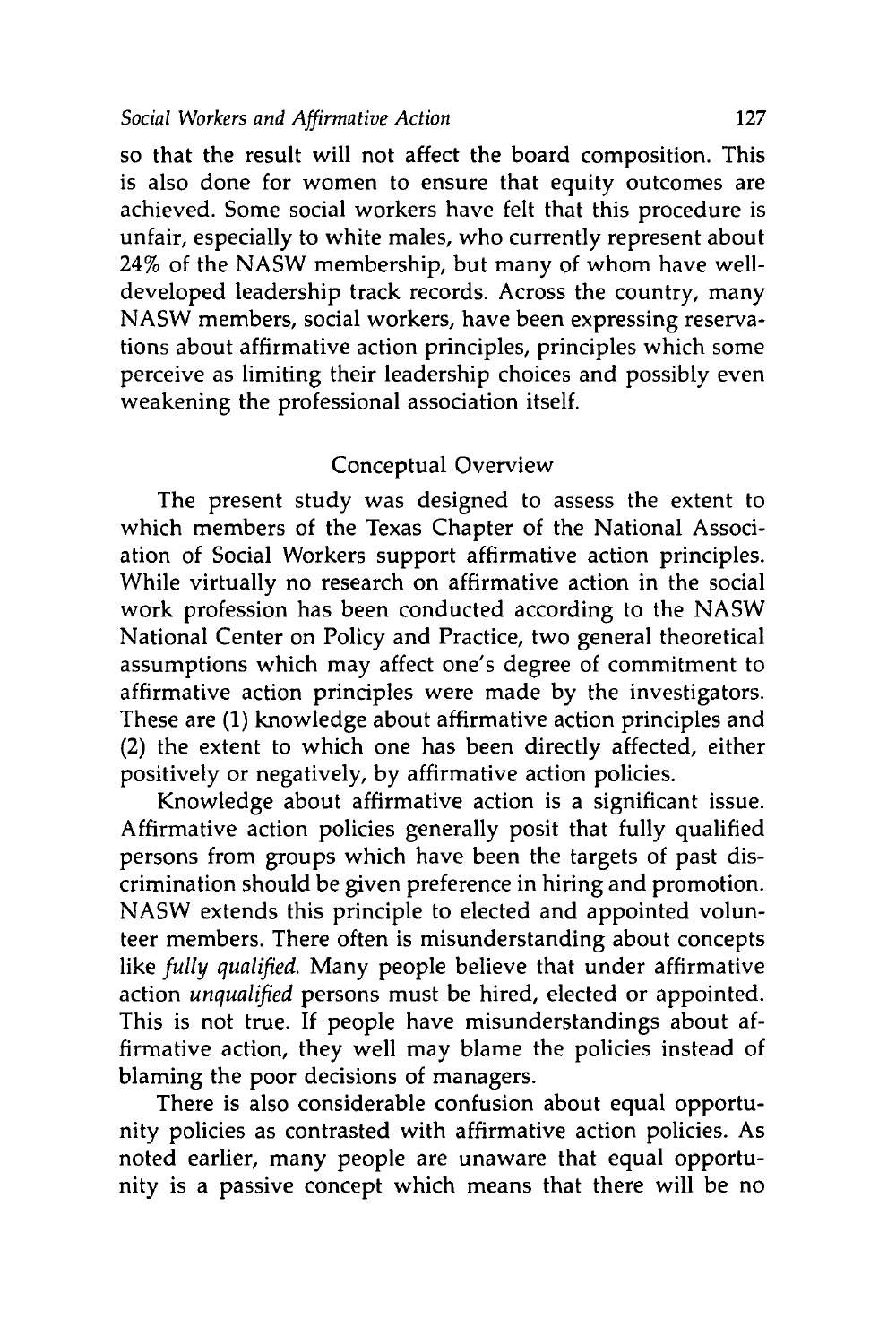so that the result will not affect the board composition. This is also done for women to ensure that equity outcomes are achieved. Some social workers have felt that this procedure is unfair, especially to white males, who currently represent about 24% of the NASW membership, but many of whom have well-developed leadership track records. Across the country, many NASW members, social workers, have been expressing reservations about affirmative action principles, principles which some perceive as limiting their leadership choices and possibly even weakening the professional association itself.

## Conceptual Overview

The present study was designed to assess the extent to which members of the Texas Chapter of the National Association of Social Workers support affirmative action principles. While virtually no research on affirmative action in the social work profession has been conducted according to the NASW National Center on Policy and Practice, two general theoretical assumptions which may affect one's degree of commitment to affirmative action principles were made by the investigators. These are (1) knowledge about affirmative action principles and (2) the extent to which one has been directly affected, either positively or negatively, by affirmative action policies.

Knowledge about affirmative action is a significant issue. Affirmative action policies generally posit that fully qualified persons from groups which have been the targets of past discrimination should be given preference in hiring and promotion. NASW extends this principle to elected and appointed volunteer members. There often is misunderstanding about concepts like *fully qualified*. Many people believe that under affirmative action *unqualified* persons must be hired, elected or appointed. This is not true. If people have misunderstandings about affirmative action, they well may blame the policies instead of blaming the poor decisions of managers.

There is also considerable confusion about equal opportunity policies as contrasted with affirmative action policies. As noted earlier, many people are unaware that equal opportunity is a passive concept which means that there will be no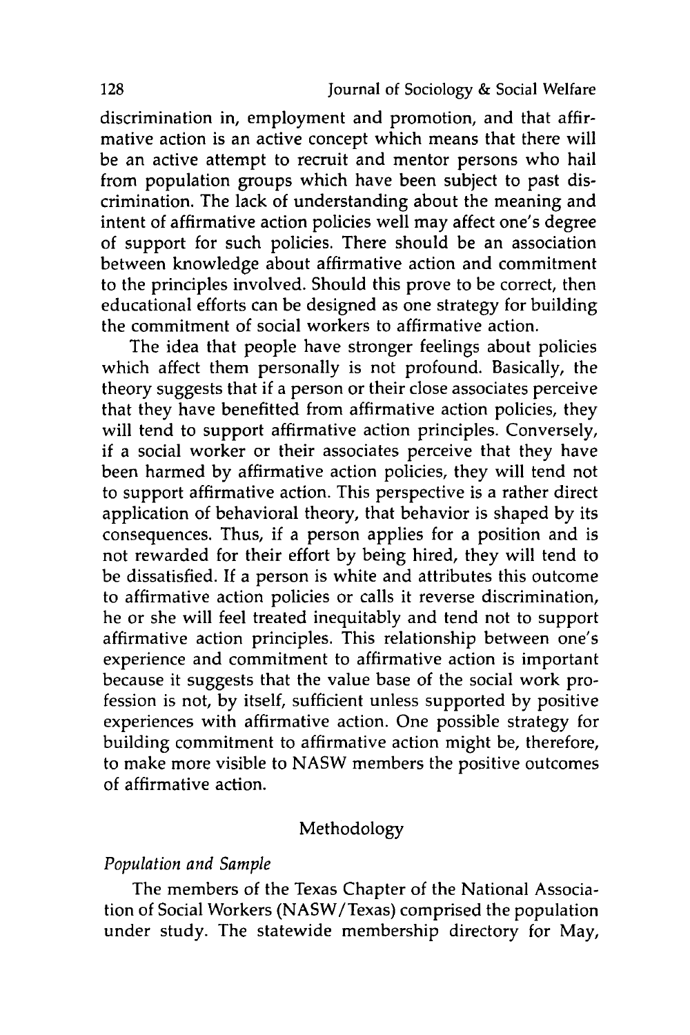discrimination in, employment and promotion, and that affirmative action is an active concept which means that there will be an active attempt to recruit and mentor persons who hail from population groups which have been subject to past discrimination. The lack of understanding about the meaning and intent of affirmative action policies well may affect one's degree of support for such policies. There should be an association between knowledge about affirmative action and commitment to the principles involved. Should this prove to be correct, then educational efforts can be designed as one strategy for building the commitment of social workers to affirmative action.

The idea that people have stronger feelings about policies which affect them personally is not profound. Basically, the theory suggests that if a person or their close associates perceive that they have benefitted from affirmative action policies, they will tend to support affirmative action principles. Conversely, if a social worker or their associates perceive that they have been harmed by affirmative action policies, they will tend not to support affirmative action. This perspective is a rather direct application of behavioral theory, that behavior is shaped by its consequences. Thus, if a person applies for a position and is not rewarded for their effort by being hired, they will tend to be dissatisfied. If a person is white and attributes this outcome to affirmative action policies or calls it reverse discrimination, he or she will feel treated inequitably and tend not to support affirmative action principles. This relationship between one's experience and commitment to affirmative action is important because it suggests that the value base of the social work profession is not, by itself, sufficient unless supported by positive experiences with affirmative action. One possible strategy for building commitment to affirmative action might be, therefore, to make more visible to NASW members the positive outcomes of affirmative action.

## Methodology

### *Population and Sample*

The members of the Texas Chapter of the National Association of Social Workers (NASW/Texas) comprised the population under study. The statewide membership directory for May,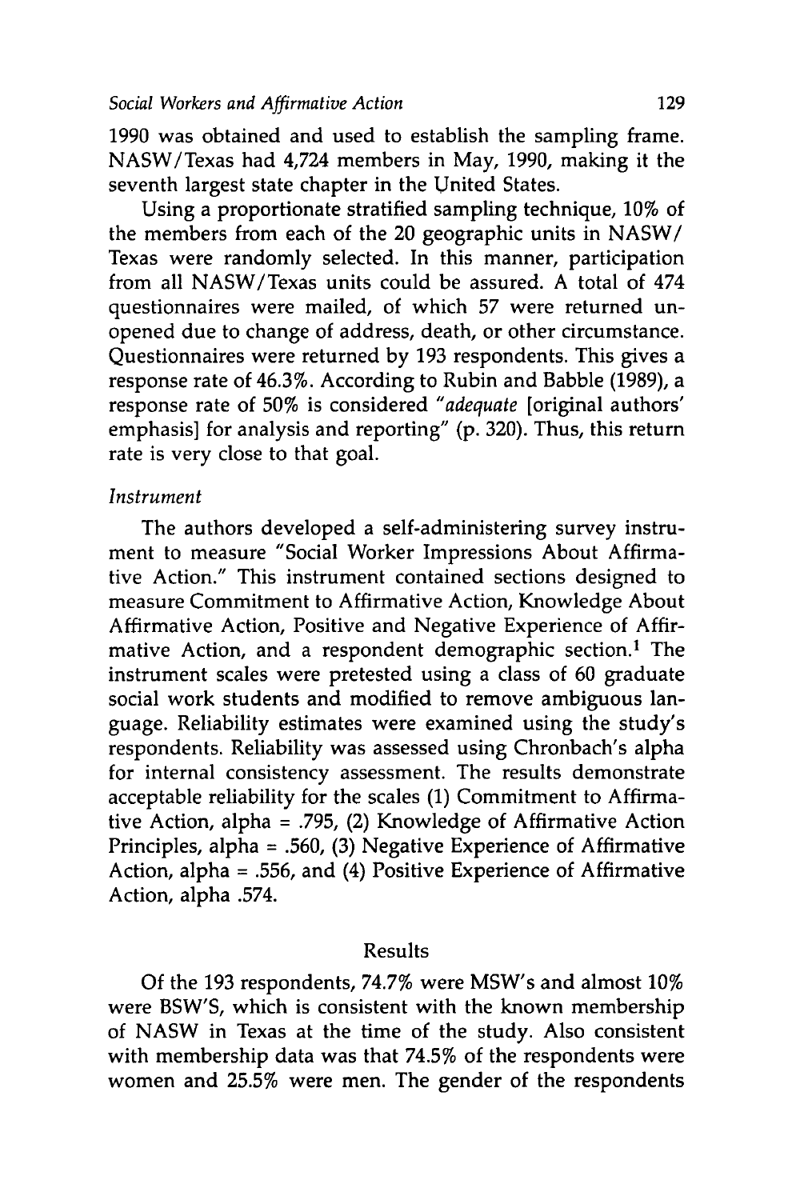1990 was obtained and used to establish the sampling frame. NASW/Texas had 4,724 members in May, 1990, making it the seventh largest state chapter in the United States.

Using a proportionate stratified sampling technique, 10% of the members from each of the 20 geographic units in NASW/ Texas were randomly selected. In this manner, participation from all NASW/Texas units could be assured. A total of 474 questionnaires were mailed, of which 57 were returned unopened due to change of address, death, or other circumstance. Questionnaires were returned by 193 respondents. This gives a response rate of 46.3%. According to Rubin and Babble (1989), a response rate of 50% is considered "*adequate* [original authors' emphasis] for analysis and reporting" (p. 320). Thus, this return rate is very close to that goal.

### *Instrument*

The authors developed a self-administering survey instrument to measure "Social Worker Impressions About Affirmative Action." This instrument contained sections designed to measure Commitment to Affirmative Action, Knowledge About Affirmative Action, Positive and Negative Experience of Affirmative Action, and a respondent demographic section.[1] The instrument scales were pretested using a class of 60 graduate social work students and modified to remove ambiguous language. Reliability estimates were examined using the study's respondents. Reliability was assessed using Chronbach's alpha for internal consistency assessment. The results demonstrate acceptable reliability for the scales (1) Commitment to Affirmative Action, alpha = .795, (2) Knowledge of Affirmative Action Principles, alpha = .560, (3) Negative Experience of Affirmative Action, alpha = .556, and (4) Positive Experience of Affirmative Action, alpha .574.

## Results

Of the 193 respondents, 74.7% were MSW's and almost 10% were BSW'S, which is consistent with the known membership of NASW in Texas at the time of the study. Also consistent with membership data was that 74.5% of the respondents were women and 25.5% were men. The gender of the respondents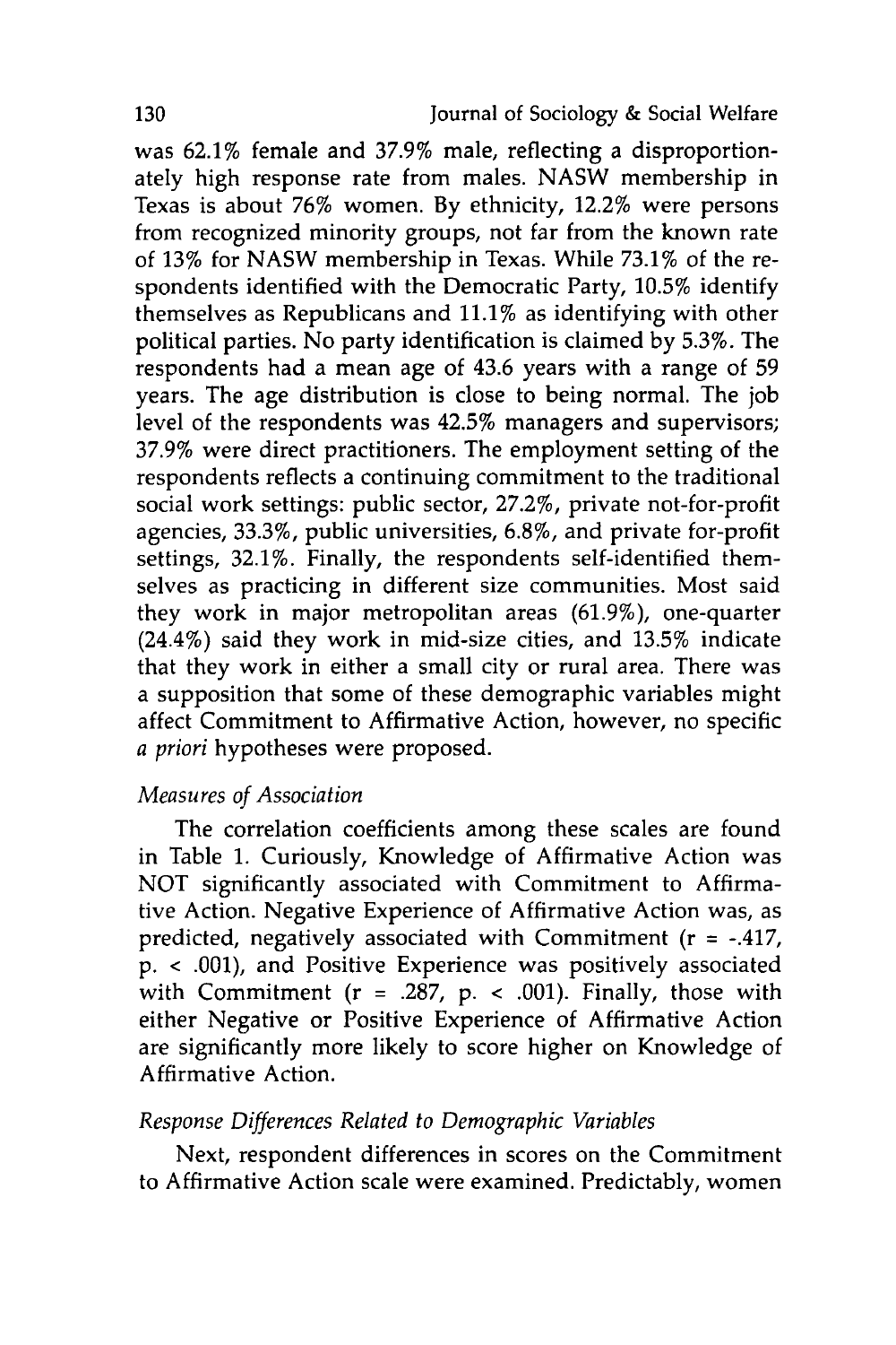was 62.1% female and 37.9% male, reflecting a disproportionately high response rate from males. NASW membership in Texas is about 76% women. By ethnicity, 12.2% were persons from recognized minority groups, not far from the known rate of 13% for NASW membership in Texas. While 73.1% of the respondents identified with the Democratic Party, 10.5% identify themselves as Republicans and 11.1% as identifying with other political parties. No party identification is claimed by 5.3%. The respondents had a mean age of 43.6 years with a range of 59 years. The age distribution is close to being normal. The job level of the respondents was 42.5% managers and supervisors; 37.9% were direct practitioners. The employment setting of the respondents reflects a continuing commitment to the traditional social work settings: public sector, 27.2%, private not-for-profit agencies, 33.3%, public universities, 6.8%, and private for-profit settings, 32.1%. Finally, the respondents self-identified themselves as practicing in different size communities. Most said they work in major metropolitan areas (61.9%), one-quarter (24.4%) said they work in mid-size cities, and 13.5% indicate that they work in either a small city or rural area. There was a supposition that some of these demographic variables might affect Commitment to Affirmative Action, however, no specific *a priori* hypotheses were proposed.

### *Measures of Association*

The correlation coefficients among these scales are found in Table 1. Curiously, Knowledge of Affirmative Action was NOT significantly associated with Commitment to Affirmative Action. Negative Experience of Affirmative Action was, as predicted, negatively associated with Commitment ($r = -.417$, $p < .001$), and Positive Experience was positively associated with Commitment ($r = .287$, $p < .001$). Finally, those with either Negative or Positive Experience of Affirmative Action are significantly more likely to score higher on Knowledge of Affirmative Action.

### *Response Differences Related to Demographic Variables*

Next, respondent differences in scores on the Commitment to Affirmative Action scale were examined. Predictably, women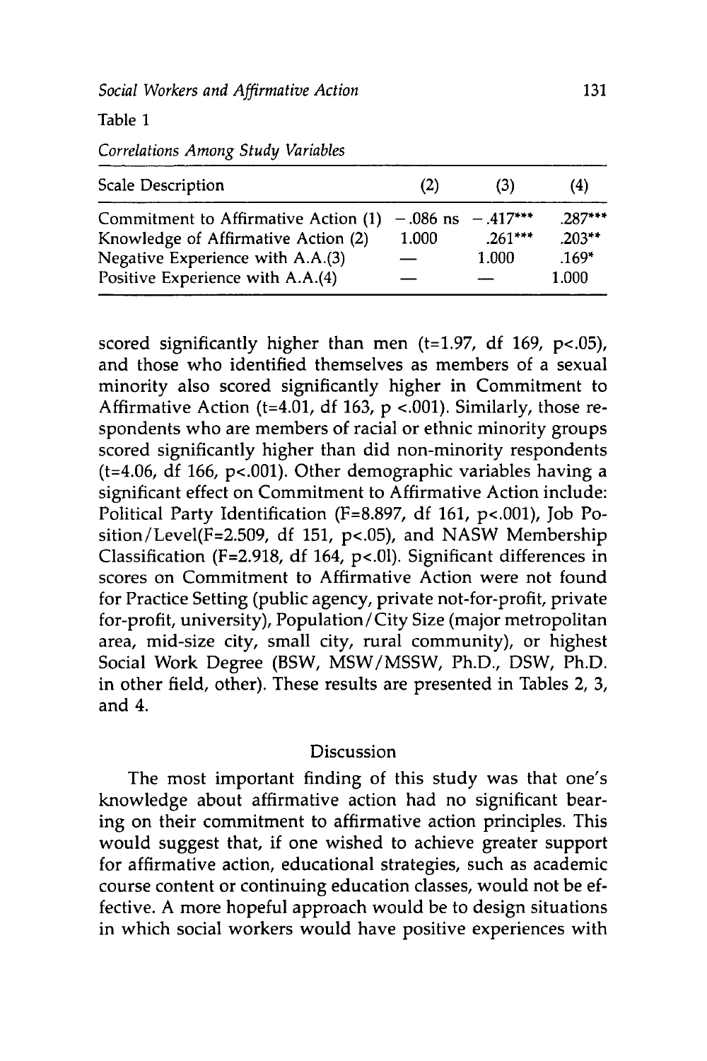Table 1

*Correlations Among Study Variables*

| Scale Description | (2) | (3) | (4) |
|---|---|---|---|
| Commitment to Affirmative Action (1) | −.086 ns | −.417*** | .287*** |
| Knowledge of Affirmative Action (2) | 1.000 | .261*** | .203** |
| Negative Experience with A.A.(3) | — | 1.000 | .169* |
| Positive Experience with A.A.(4) | — | — | 1.000 |

scored significantly higher than men ($t=1.97$, df 169, $p<.05$), and those who identified themselves as members of a sexual minority also scored significantly higher in Commitment to Affirmative Action ($t=4.01$, df 163, $p<.001$). Similarly, those respondents who are members of racial or ethnic minority groups scored significantly higher than did non-minority respondents ($t=4.06$, df 166, $p<.001$). Other demographic variables having a significant effect on Commitment to Affirmative Action include: Political Party Identification ($F=8.897$, df 161, $p<.001$), Job Position/Level($F=2.509$, df 151, $p<.05$), and NASW Membership Classification ($F=2.918$, df 164, $p<.01$). Significant differences in scores on Commitment to Affirmative Action were not found for Practice Setting (public agency, private not-for-profit, private for-profit, university), Population/City Size (major metropolitan area, mid-size city, small city, rural community), or highest Social Work Degree (BSW, MSW/MSSW, Ph.D., DSW, Ph.D. in other field, other). These results are presented in Tables 2, 3, and 4.

## Discussion

The most important finding of this study was that one's knowledge about affirmative action had no significant bearing on their commitment to affirmative action principles. This would suggest that, if one wished to achieve greater support for affirmative action, educational strategies, such as academic course content or continuing education classes, would not be effective. A more hopeful approach would be to design situations in which social workers would have positive experiences with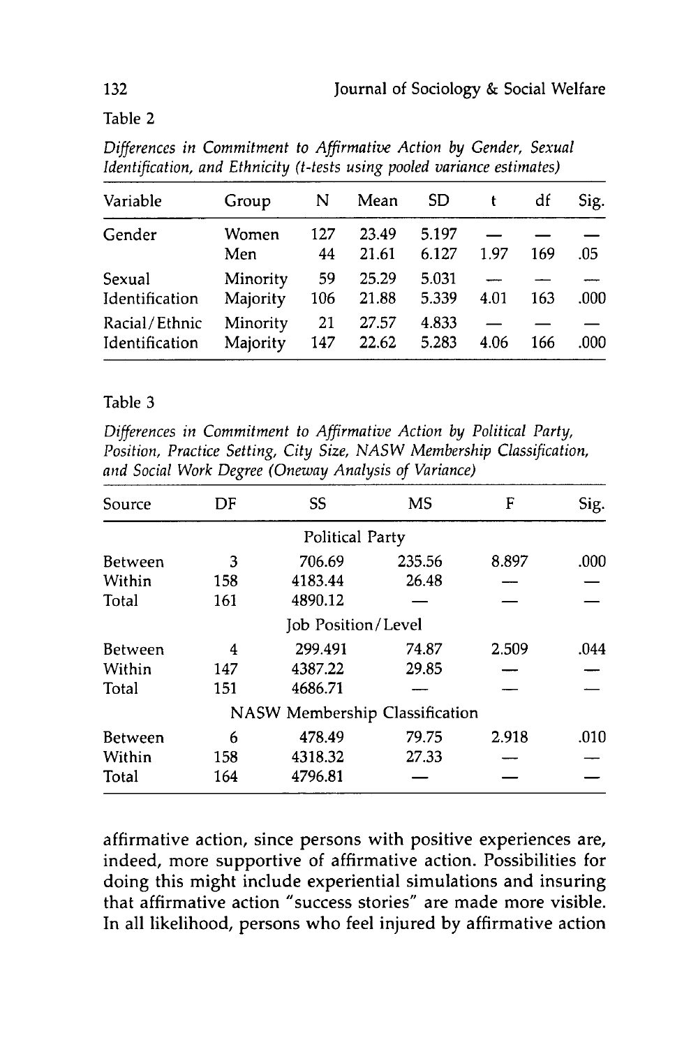Table 2

*Differences in Commitment to Affirmative Action by Gender, Sexual Identification, and Ethnicity (t-tests using pooled variance estimates)*

| Variable | Group | N | Mean | SD | t | df | Sig. |
|---|---|---|---|---|---|---|---|
| Gender | Women | 127 | 23.49 | 5.197 | — | — | — |
| | Men | 44 | 21.61 | 6.127 | 1.97 | 169 | .05 |
| Sexual Identification | Minority | 59 | 25.29 | 5.031 | — | — | — |
| | Majority | 106 | 21.88 | 5.339 | 4.01 | 163 | .000 |
| Racial/Ethnic Identification | Minority | 21 | 27.57 | 4.833 | — | — | — |
| | Majority | 147 | 22.62 | 5.283 | 4.06 | 166 | .000 |

Table 3

*Differences in Commitment to Affirmative Action by Political Party, Position, Practice Setting, City Size, NASW Membership Classification, and Social Work Degree (Oneway Analysis of Variance)*

| Source | DF | SS | MS | F | Sig. |
|---|---|---|---|---|---|
| | | Political Party | | | |
| Between | 3 | 706.69 | 235.56 | 8.897 | .000 |
| Within | 158 | 4183.44 | 26.48 | — | — |
| Total | 161 | 4890.12 | — | — | — |
| | | Job Position/Level | | | |
| Between | 4 | 299.491 | 74.87 | 2.509 | .044 |
| Within | 147 | 4387.22 | 29.85 | — | — |
| Total | 151 | 4686.71 | — | — | — |
| | | NASW Membership Classification | | | |
| Between | 6 | 478.49 | 79.75 | 2.918 | .010 |
| Within | 158 | 4318.32 | 27.33 | — | — |
| Total | 164 | 4796.81 | — | — | — |

affirmative action, since persons with positive experiences are, indeed, more supportive of affirmative action. Possibilities for doing this might include experiential simulations and insuring that affirmative action "success stories" are made more visible. In all likelihood, persons who feel injured by affirmative action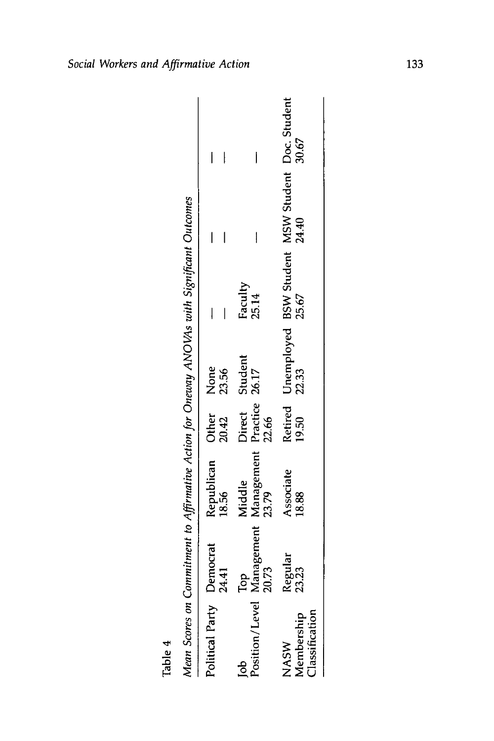Table 4

*Mean Scores on Commitment to Affirmative Action for Oneway ANOVAs with Significant Outcomes*

| | | | | | | | |
|---|---|---|---|---|---|---|---|
| Political Party | Democrat 24.41 | Republican 18.56 | Other 20.42 | None 23.56 | — | — | — |
| Job Position/Level | Top Management 20.73 | Middle Management 23.79 | Direct Practice 22.66 | Student 26.17 | Faculty 25.14 | — | — |
| NASW Membership Classification | Regular 23.23 | Associate 18.88 | Retired 19.50 | Unemployed 22.33 | BSW Student 25.67 | MSW Student 24.40 | Doc. Student 30.67 |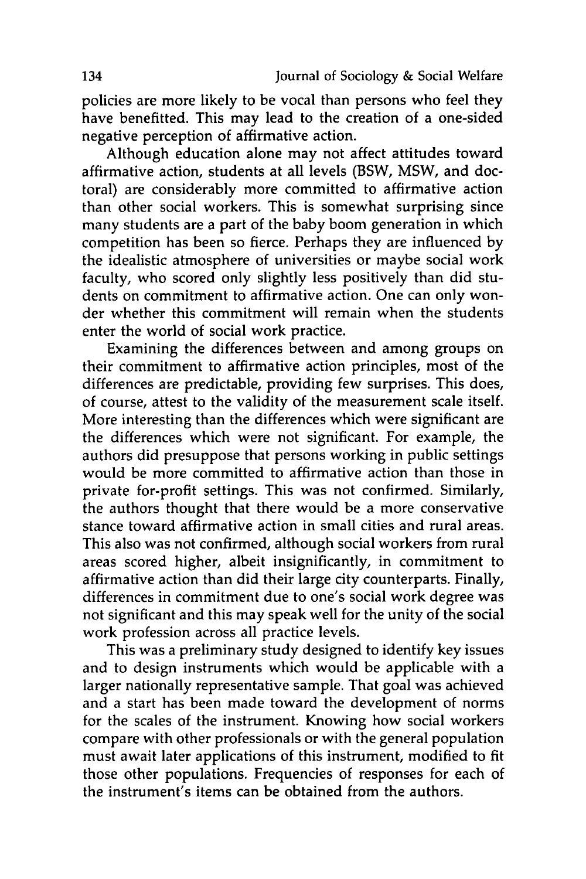policies are more likely to be vocal than persons who feel they have benefitted. This may lead to the creation of a one-sided negative perception of affirmative action.

Although education alone may not affect attitudes toward affirmative action, students at all levels (BSW, MSW, and doctoral) are considerably more committed to affirmative action than other social workers. This is somewhat surprising since many students are a part of the baby boom generation in which competition has been so fierce. Perhaps they are influenced by the idealistic atmosphere of universities or maybe social work faculty, who scored only slightly less positively than did students on commitment to affirmative action. One can only wonder whether this commitment will remain when the students enter the world of social work practice.

Examining the differences between and among groups on their commitment to affirmative action principles, most of the differences are predictable, providing few surprises. This does, of course, attest to the validity of the measurement scale itself. More interesting than the differences which were significant are the differences which were not significant. For example, the authors did presuppose that persons working in public settings would be more committed to affirmative action than those in private for-profit settings. This was not confirmed. Similarly, the authors thought that there would be a more conservative stance toward affirmative action in small cities and rural areas. This also was not confirmed, although social workers from rural areas scored higher, albeit insignificantly, in commitment to affirmative action than did their large city counterparts. Finally, differences in commitment due to one's social work degree was not significant and this may speak well for the unity of the social work profession across all practice levels.

This was a preliminary study designed to identify key issues and to design instruments which would be applicable with a larger nationally representative sample. That goal was achieved and a start has been made toward the development of norms for the scales of the instrument. Knowing how social workers compare with other professionals or with the general population must await later applications of this instrument, modified to fit those other populations. Frequencies of responses for each of the instrument's items can be obtained from the authors.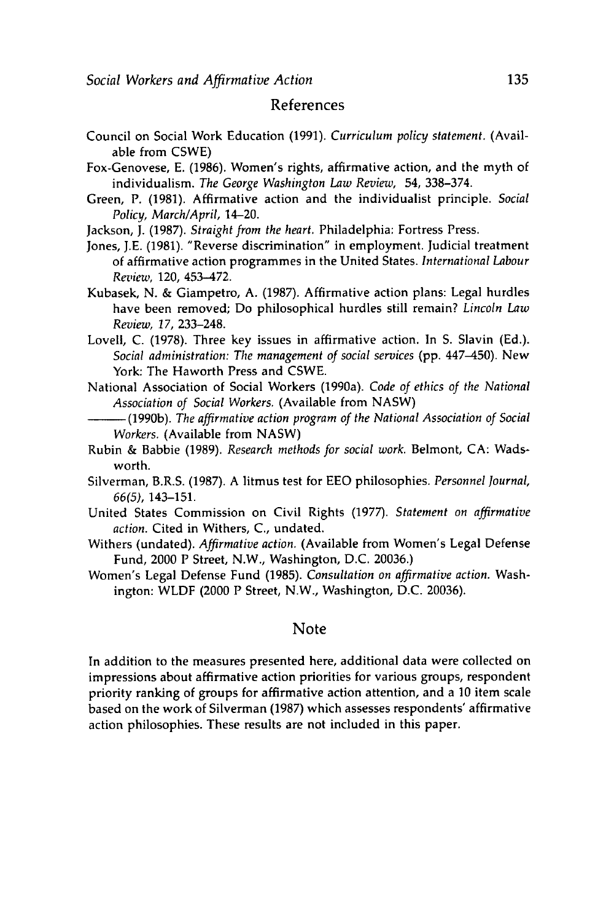## References

Council on Social Work Education (1991). *Curriculum policy statement.* (Available from CSWE)

Fox-Genovese, E. (1986). Women's rights, affirmative action, and the myth of individualism. *The George Washington Law Review,* 54, 338–374.

Green, P. (1981). Affirmative action and the individualist principle. *Social Policy, March/April,* 14–20.

Jackson, J. (1987). *Straight from the heart.* Philadelphia: Fortress Press.

Jones, J.E. (1981). "Reverse discrimination" in employment. Judicial treatment of affirmative action programmes in the United States. *International Labour Review,* 120, 453–472.

Kubasek, N. & Giampetro, A. (1987). Affirmative action plans: Legal hurdles have been removed; Do philosophical hurdles still remain? *Lincoln Law Review, 17,* 233–248.

Lovell, C. (1978). Three key issues in affirmative action. In S. Slavin (Ed.). *Social administration: The management of social services* (pp. 447–450). New York: The Haworth Press and CSWE.

National Association of Social Workers (1990a). *Code of ethics of the National Association of Social Workers.* (Available from NASW)

——— (1990b). *The affirmative action program of the National Association of Social Workers.* (Available from NASW)

Rubin & Babbie (1989). *Research methods for social work.* Belmont, CA: Wadsworth.

Silverman, B.R.S. (1987). A litmus test for EEO philosophies. *Personnel Journal, 66(5),* 143–151.

United States Commission on Civil Rights (1977). *Statement on affirmative action.* Cited in Withers, C., undated.

Withers (undated). *Affirmative action.* (Available from Women's Legal Defense Fund, 2000 P Street, N.W., Washington, D.C. 20036.)

Women's Legal Defense Fund (1985). *Consultation on affirmative action.* Washington: WLDF (2000 P Street, N.W., Washington, D.C. 20036).

## Note

In addition to the measures presented here, additional data were collected on impressions about affirmative action priorities for various groups, respondent priority ranking of groups for affirmative action attention, and a 10 item scale based on the work of Silverman (1987) which assesses respondents' affirmative action philosophies. These results are not included in this paper.